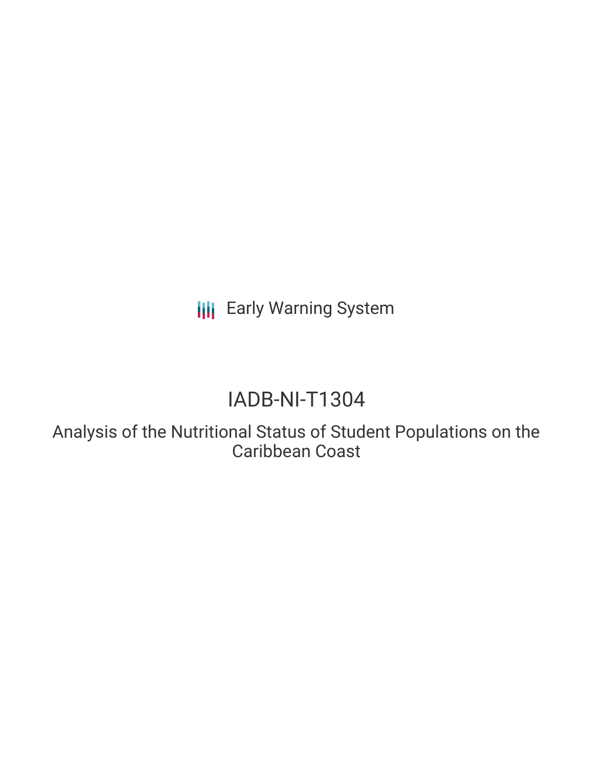Early Warning System

# IADB-NI-T1304

## Analysis of the Nutritional Status of Student Populations on the Caribbean Coast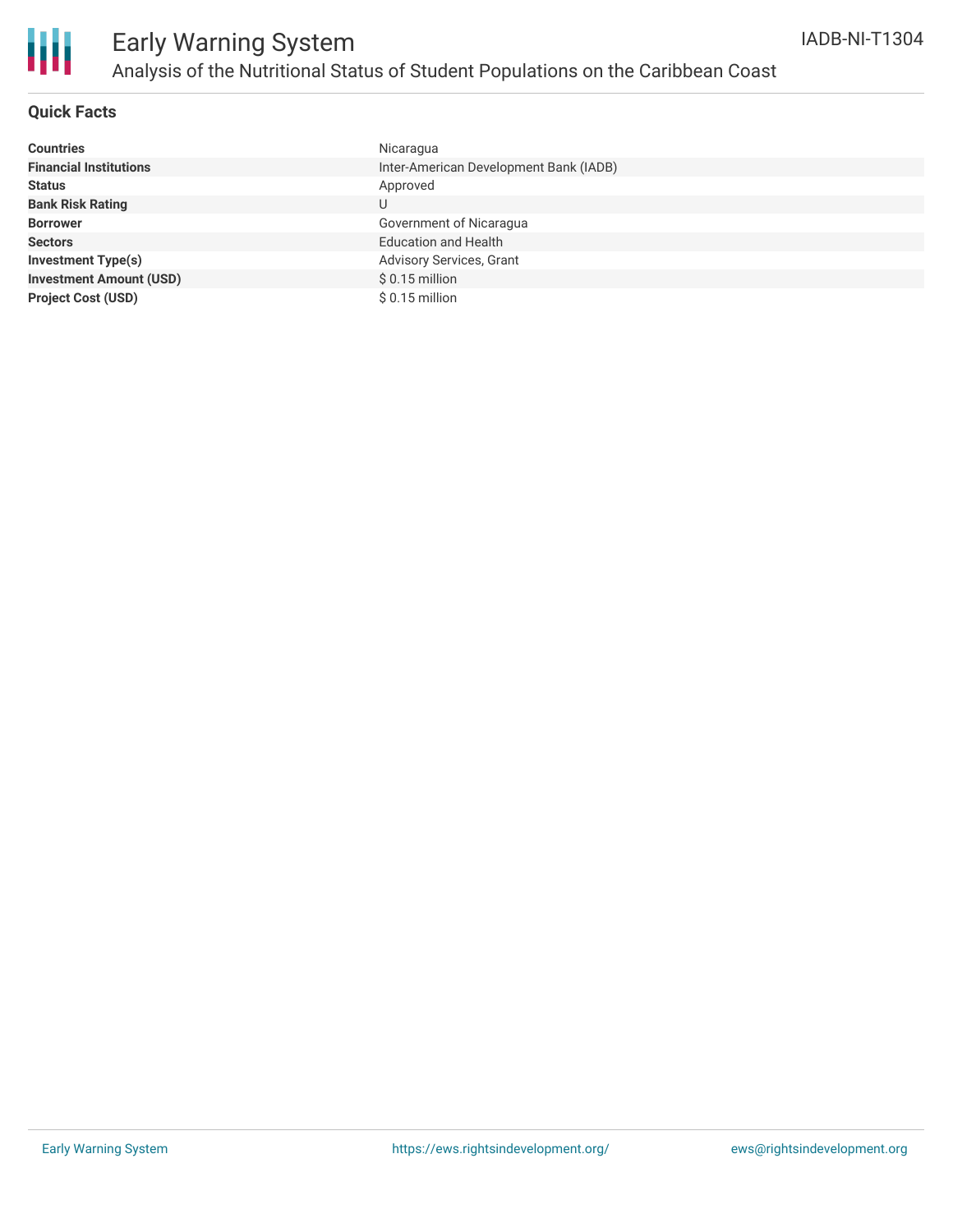# Early Warning System

## Analysis of the Nutritional Status of Student Populations on the Caribbean Coast

IADB-NI-T1304

### Quick Facts

| | |
|---|---|
| **Countries** | Nicaragua |
| **Financial Institutions** | Inter-American Development Bank (IADB) |
| **Status** | Approved |
| **Bank Risk Rating** | U |
| **Borrower** | Government of Nicaragua |
| **Sectors** | Education and Health |
| **Investment Type(s)** | Advisory Services, Grant |
| **Investment Amount (USD)** | $ 0.15 million |
| **Project Cost (USD)** | $ 0.15 million |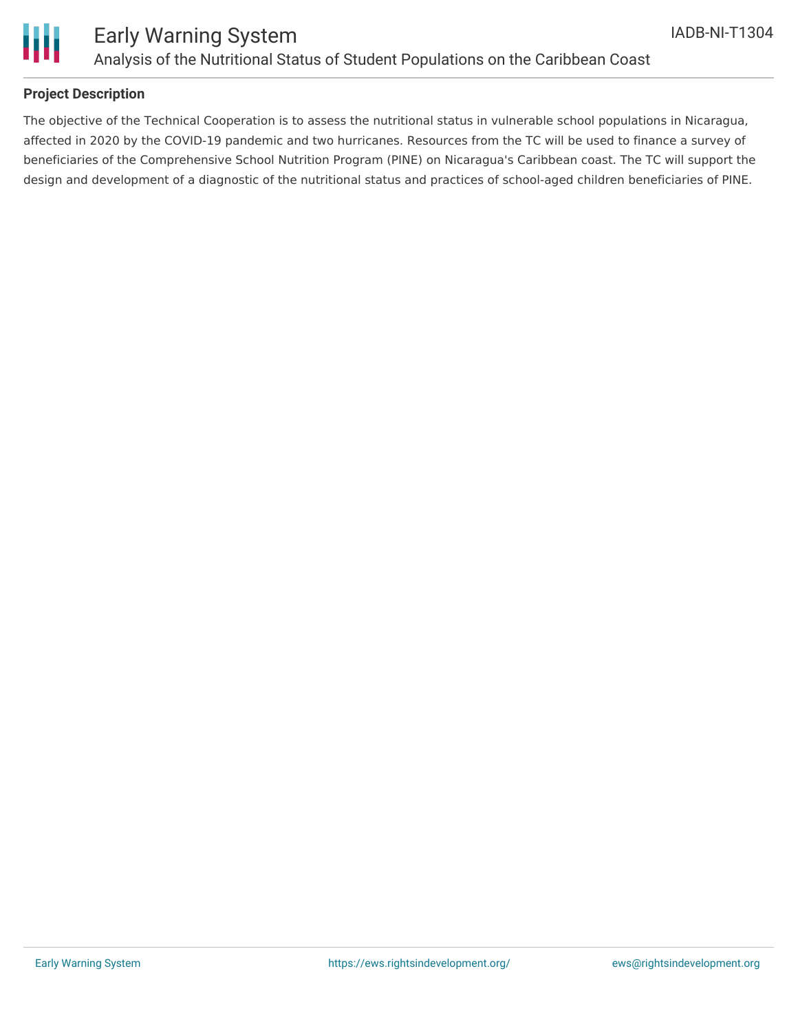**Project Description**

The objective of the Technical Cooperation is to assess the nutritional status in vulnerable school populations in Nicaragua, affected in 2020 by the COVID-19 pandemic and two hurricanes. Resources from the TC will be used to finance a survey of beneficiaries of the Comprehensive School Nutrition Program (PINE) on Nicaragua's Caribbean coast. The TC will support the design and development of a diagnostic of the nutritional status and practices of school-aged children beneficiaries of PINE.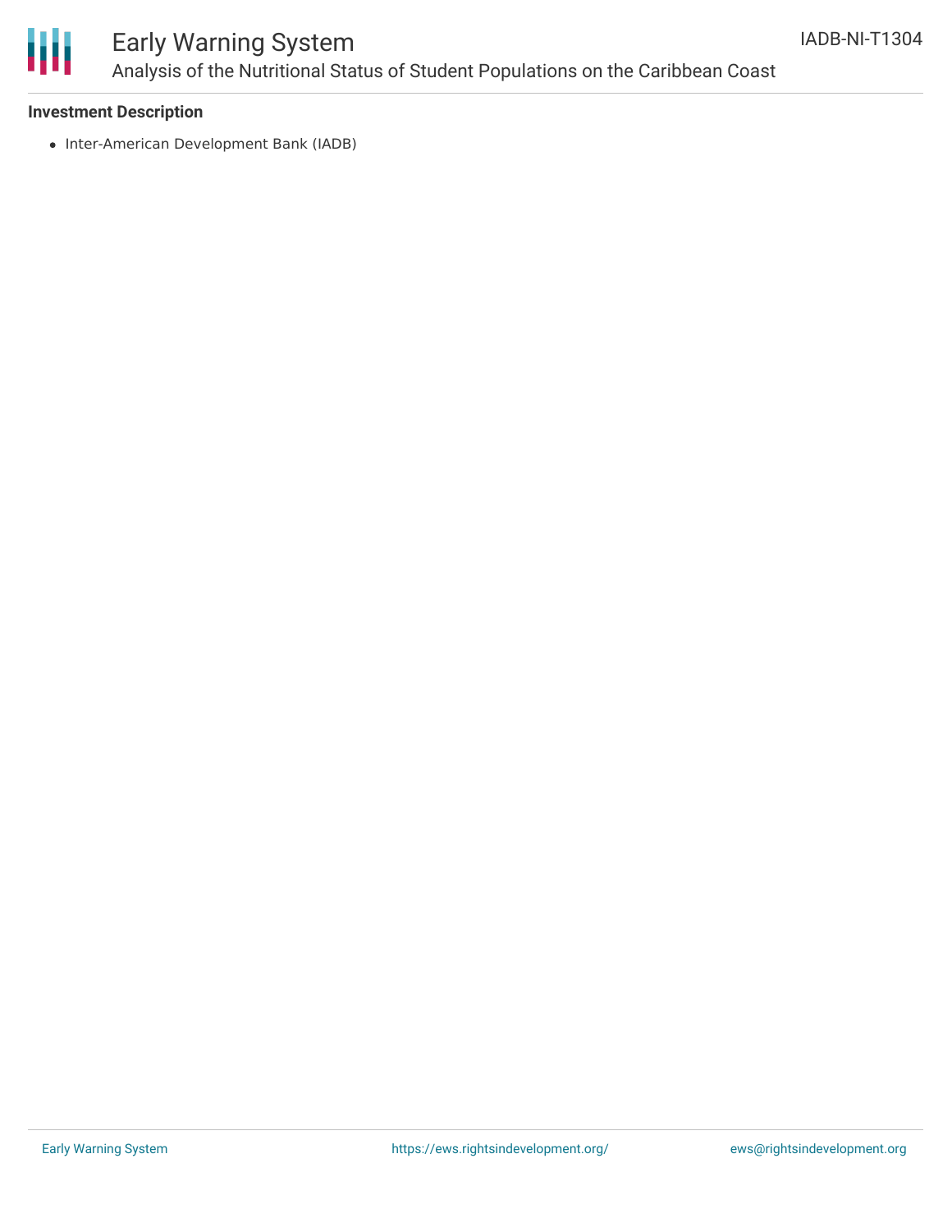**Investment Description**

- Inter-American Development Bank (IADB)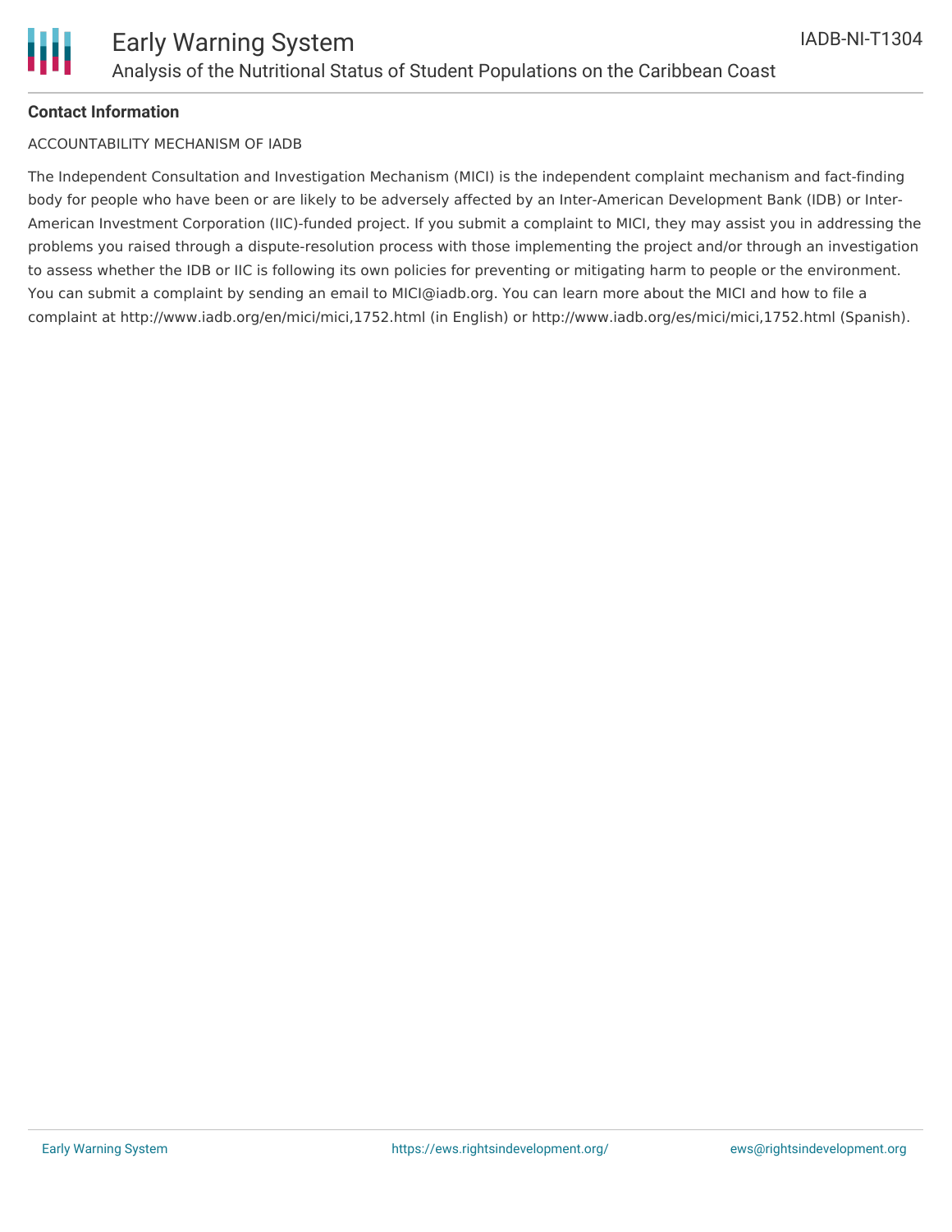**Contact Information**

ACCOUNTABILITY MECHANISM OF IADB

The Independent Consultation and Investigation Mechanism (MICI) is the independent complaint mechanism and fact-finding body for people who have been or are likely to be adversely affected by an Inter-American Development Bank (IDB) or Inter-American Investment Corporation (IIC)-funded project. If you submit a complaint to MICI, they may assist you in addressing the problems you raised through a dispute-resolution process with those implementing the project and/or through an investigation to assess whether the IDB or IIC is following its own policies for preventing or mitigating harm to people or the environment. You can submit a complaint by sending an email to MICI@iadb.org. You can learn more about the MICI and how to file a complaint at http://www.iadb.org/en/mici/mici,1752.html (in English) or http://www.iadb.org/es/mici/mici,1752.html (Spanish).